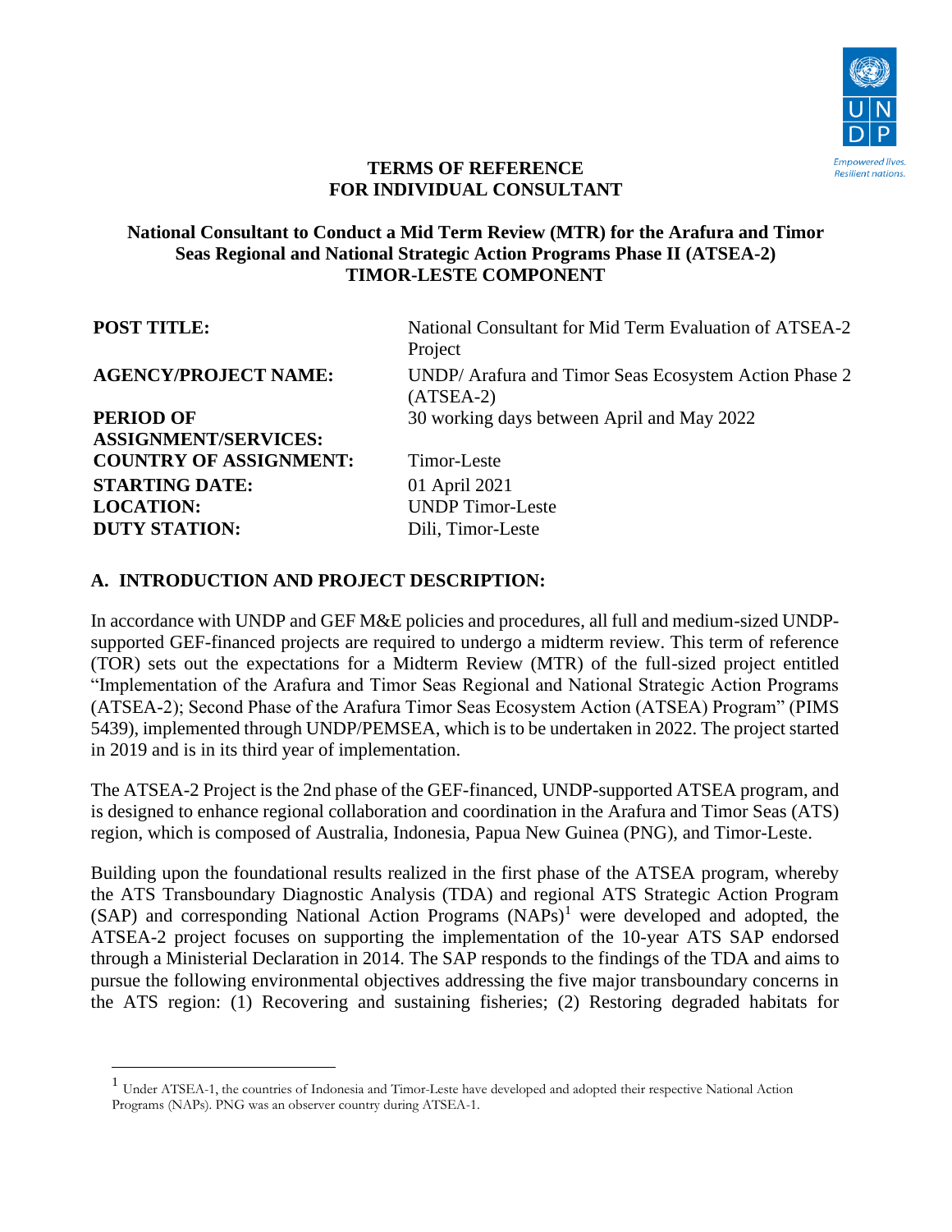**TERMS OF REFERENCE**
**FOR INDIVIDUAL CONSULTANT**

**National Consultant to Conduct a Mid Term Review (MTR) for the Arafura and Timor Seas Regional and National Strategic Action Programs Phase II (ATSEA-2) TIMOR-LESTE COMPONENT**

| | |
|---|---|
| **POST TITLE:** | National Consultant for Mid Term Evaluation of ATSEA-2 Project |
| **AGENCY/PROJECT NAME:** | UNDP/ Arafura and Timor Seas Ecosystem Action Phase 2 (ATSEA-2) |
| **PERIOD OF ASSIGNMENT/SERVICES:** | 30 working days between April and May 2022 |
| **COUNTRY OF ASSIGNMENT:** | Timor-Leste |
| **STARTING DATE:** | 01 April 2021 |
| **LOCATION:** | UNDP Timor-Leste |
| **DUTY STATION:** | Dili, Timor-Leste |

## A. INTRODUCTION AND PROJECT DESCRIPTION:

In accordance with UNDP and GEF M&E policies and procedures, all full and medium-sized UNDP-supported GEF-financed projects are required to undergo a midterm review. This term of reference (TOR) sets out the expectations for a Midterm Review (MTR) of the full-sized project entitled "Implementation of the Arafura and Timor Seas Regional and National Strategic Action Programs (ATSEA-2); Second Phase of the Arafura Timor Seas Ecosystem Action (ATSEA) Program" (PIMS 5439), implemented through UNDP/PEMSEA, which is to be undertaken in 2022. The project started in 2019 and is in its third year of implementation.

The ATSEA-2 Project is the 2nd phase of the GEF-financed, UNDP-supported ATSEA program, and is designed to enhance regional collaboration and coordination in the Arafura and Timor Seas (ATS) region, which is composed of Australia, Indonesia, Papua New Guinea (PNG), and Timor-Leste.

Building upon the foundational results realized in the first phase of the ATSEA program, whereby the ATS Transboundary Diagnostic Analysis (TDA) and regional ATS Strategic Action Program (SAP) and corresponding National Action Programs (NAPs)[1] were developed and adopted, the ATSEA-2 project focuses on supporting the implementation of the 10-year ATS SAP endorsed through a Ministerial Declaration in 2014. The SAP responds to the findings of the TDA and aims to pursue the following environmental objectives addressing the five major transboundary concerns in the ATS region: (1) Recovering and sustaining fisheries; (2) Restoring degraded habitats for

[1] Under ATSEA-1, the countries of Indonesia and Timor-Leste have developed and adopted their respective National Action Programs (NAPs). PNG was an observer country during ATSEA-1.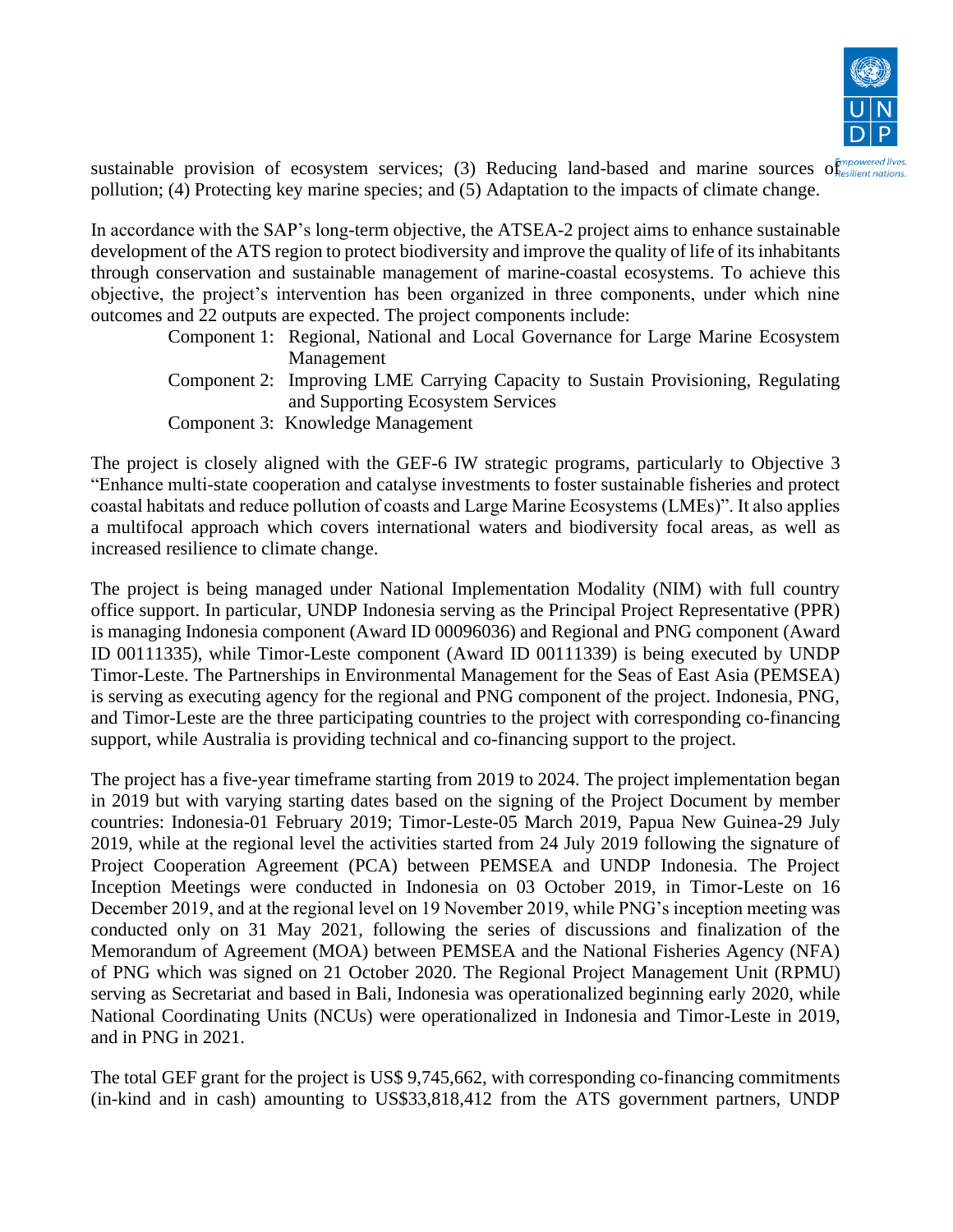sustainable provision of ecosystem services; (3) Reducing land-based and marine sources of pollution; (4) Protecting key marine species; and (5) Adaptation to the impacts of climate change.

In accordance with the SAP's long-term objective, the ATSEA-2 project aims to enhance sustainable development of the ATS region to protect biodiversity and improve the quality of life of its inhabitants through conservation and sustainable management of marine-coastal ecosystems. To achieve this objective, the project's intervention has been organized in three components, under which nine outcomes and 22 outputs are expected. The project components include:

- Component 1: Regional, National and Local Governance for Large Marine Ecosystem Management
- Component 2: Improving LME Carrying Capacity to Sustain Provisioning, Regulating and Supporting Ecosystem Services
- Component 3: Knowledge Management

The project is closely aligned with the GEF-6 IW strategic programs, particularly to Objective 3 "Enhance multi-state cooperation and catalyse investments to foster sustainable fisheries and protect coastal habitats and reduce pollution of coasts and Large Marine Ecosystems (LMEs)". It also applies a multifocal approach which covers international waters and biodiversity focal areas, as well as increased resilience to climate change.

The project is being managed under National Implementation Modality (NIM) with full country office support. In particular, UNDP Indonesia serving as the Principal Project Representative (PPR) is managing Indonesia component (Award ID 00096036) and Regional and PNG component (Award ID 00111335), while Timor-Leste component (Award ID 00111339) is being executed by UNDP Timor-Leste. The Partnerships in Environmental Management for the Seas of East Asia (PEMSEA) is serving as executing agency for the regional and PNG component of the project. Indonesia, PNG, and Timor-Leste are the three participating countries to the project with corresponding co-financing support, while Australia is providing technical and co-financing support to the project.

The project has a five-year timeframe starting from 2019 to 2024. The project implementation began in 2019 but with varying starting dates based on the signing of the Project Document by member countries: Indonesia-01 February 2019; Timor-Leste-05 March 2019, Papua New Guinea-29 July 2019, while at the regional level the activities started from 24 July 2019 following the signature of Project Cooperation Agreement (PCA) between PEMSEA and UNDP Indonesia. The Project Inception Meetings were conducted in Indonesia on 03 October 2019, in Timor-Leste on 16 December 2019, and at the regional level on 19 November 2019, while PNG's inception meeting was conducted only on 31 May 2021, following the series of discussions and finalization of the Memorandum of Agreement (MOA) between PEMSEA and the National Fisheries Agency (NFA) of PNG which was signed on 21 October 2020. The Regional Project Management Unit (RPMU) serving as Secretariat and based in Bali, Indonesia was operationalized beginning early 2020, while National Coordinating Units (NCUs) were operationalized in Indonesia and Timor-Leste in 2019, and in PNG in 2021.

The total GEF grant for the project is US$ 9,745,662, with corresponding co-financing commitments (in-kind and in cash) amounting to US$33,818,412 from the ATS government partners, UNDP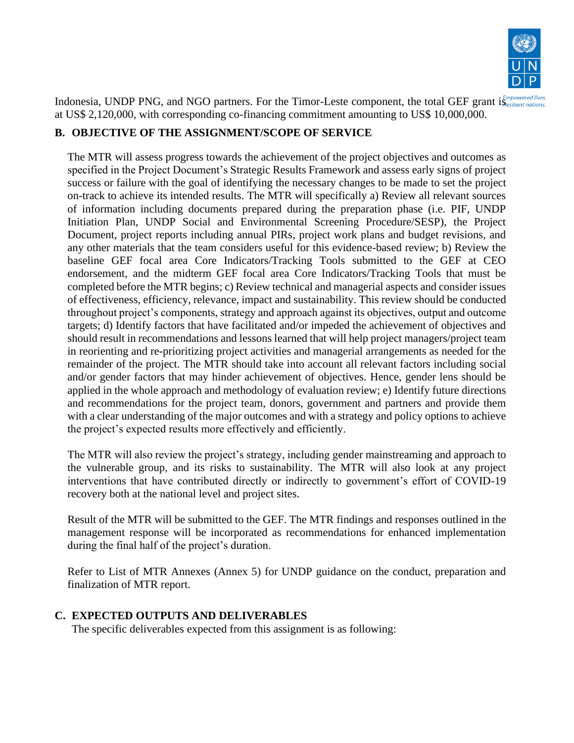Indonesia, UNDP PNG, and NGO partners. For the Timor-Leste component, the total GEF grant is at US$ 2,120,000, with corresponding co-financing commitment amounting to US$ 10,000,000.

## B. OBJECTIVE OF THE ASSIGNMENT/SCOPE OF SERVICE

The MTR will assess progress towards the achievement of the project objectives and outcomes as specified in the Project Document's Strategic Results Framework and assess early signs of project success or failure with the goal of identifying the necessary changes to be made to set the project on-track to achieve its intended results. The MTR will specifically a) Review all relevant sources of information including documents prepared during the preparation phase (i.e. PIF, UNDP Initiation Plan, UNDP Social and Environmental Screening Procedure/SESP), the Project Document, project reports including annual PIRs, project work plans and budget revisions, and any other materials that the team considers useful for this evidence-based review; b) Review the baseline GEF focal area Core Indicators/Tracking Tools submitted to the GEF at CEO endorsement, and the midterm GEF focal area Core Indicators/Tracking Tools that must be completed before the MTR begins; c) Review technical and managerial aspects and consider issues of effectiveness, efficiency, relevance, impact and sustainability. This review should be conducted throughout project's components, strategy and approach against its objectives, output and outcome targets; d) Identify factors that have facilitated and/or impeded the achievement of objectives and should result in recommendations and lessons learned that will help project managers/project team in reorienting and re-prioritizing project activities and managerial arrangements as needed for the remainder of the project. The MTR should take into account all relevant factors including social and/or gender factors that may hinder achievement of objectives. Hence, gender lens should be applied in the whole approach and methodology of evaluation review; e) Identify future directions and recommendations for the project team, donors, government and partners and provide them with a clear understanding of the major outcomes and with a strategy and policy options to achieve the project's expected results more effectively and efficiently.

The MTR will also review the project's strategy, including gender mainstreaming and approach to the vulnerable group, and its risks to sustainability. The MTR will also look at any project interventions that have contributed directly or indirectly to government's effort of COVID-19 recovery both at the national level and project sites.

Result of the MTR will be submitted to the GEF. The MTR findings and responses outlined in the management response will be incorporated as recommendations for enhanced implementation during the final half of the project's duration.

Refer to List of MTR Annexes (Annex 5) for UNDP guidance on the conduct, preparation and finalization of MTR report.

## C. EXPECTED OUTPUTS AND DELIVERABLES

The specific deliverables expected from this assignment is as following: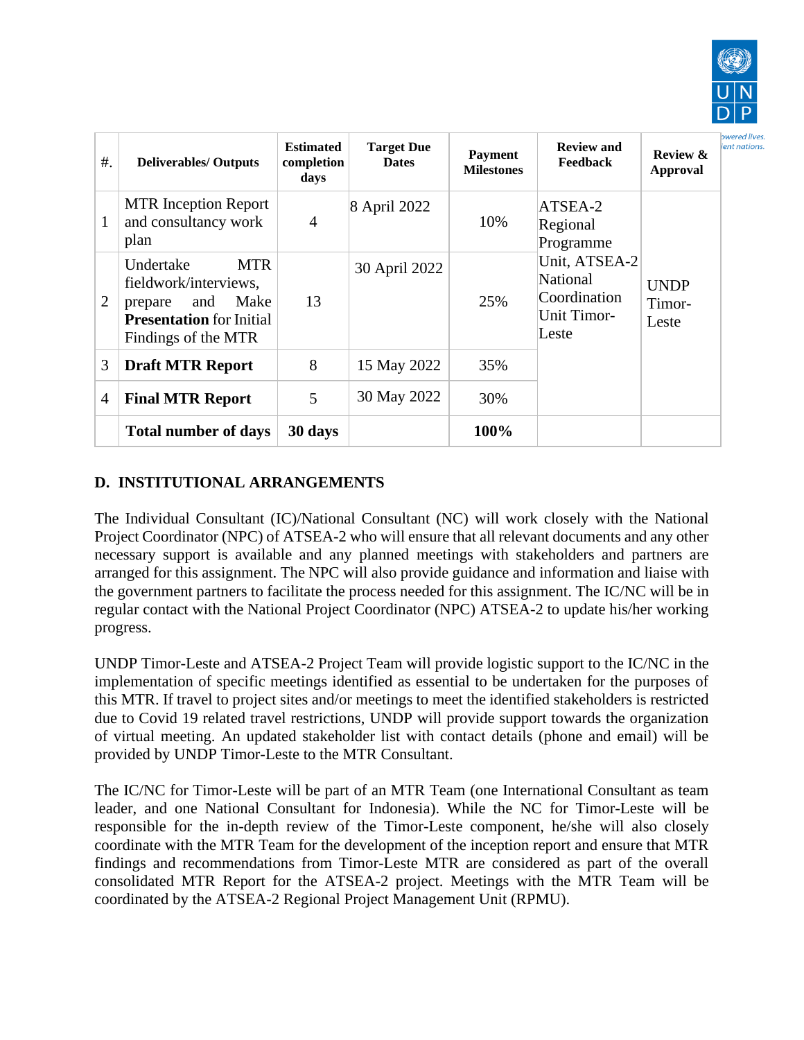| #. | Deliverables/ Outputs | Estimated completion days | Target Due Dates | Payment Milestones | Review and Feedback | Review & Approval |
|---|---|---|---|---|---|---|
| 1 | MTR Inception Report and consultancy work plan | 4 | 8 April 2022 | 10% | ATSEA-2 Regional Programme Unit, ATSEA-2 National Coordination Unit Timor-Leste | UNDP Timor-Leste |
| 2 | Undertake MTR fieldwork/interviews, prepare and Make **Presentation** for Initial Findings of the MTR | 13 | 30 April 2022 | 25% | | |
| 3 | **Draft MTR Report** | 8 | 15 May 2022 | 35% | | |
| 4 | **Final MTR Report** | 5 | 30 May 2022 | 30% | | |
| | **Total number of days** | **30 days** | | **100%** | | |

## D. INSTITUTIONAL ARRANGEMENTS

The Individual Consultant (IC)/National Consultant (NC) will work closely with the National Project Coordinator (NPC) of ATSEA-2 who will ensure that all relevant documents and any other necessary support is available and any planned meetings with stakeholders and partners are arranged for this assignment. The NPC will also provide guidance and information and liaise with the government partners to facilitate the process needed for this assignment. The IC/NC will be in regular contact with the National Project Coordinator (NPC) ATSEA-2 to update his/her working progress.

UNDP Timor-Leste and ATSEA-2 Project Team will provide logistic support to the IC/NC in the implementation of specific meetings identified as essential to be undertaken for the purposes of this MTR. If travel to project sites and/or meetings to meet the identified stakeholders is restricted due to Covid 19 related travel restrictions, UNDP will provide support towards the organization of virtual meeting. An updated stakeholder list with contact details (phone and email) will be provided by UNDP Timor-Leste to the MTR Consultant.

The IC/NC for Timor-Leste will be part of an MTR Team (one International Consultant as team leader, and one National Consultant for Indonesia). While the NC for Timor-Leste will be responsible for the in-depth review of the Timor-Leste component, he/she will also closely coordinate with the MTR Team for the development of the inception report and ensure that MTR findings and recommendations from Timor-Leste MTR are considered as part of the overall consolidated MTR Report for the ATSEA-2 project. Meetings with the MTR Team will be coordinated by the ATSEA-2 Regional Project Management Unit (RPMU).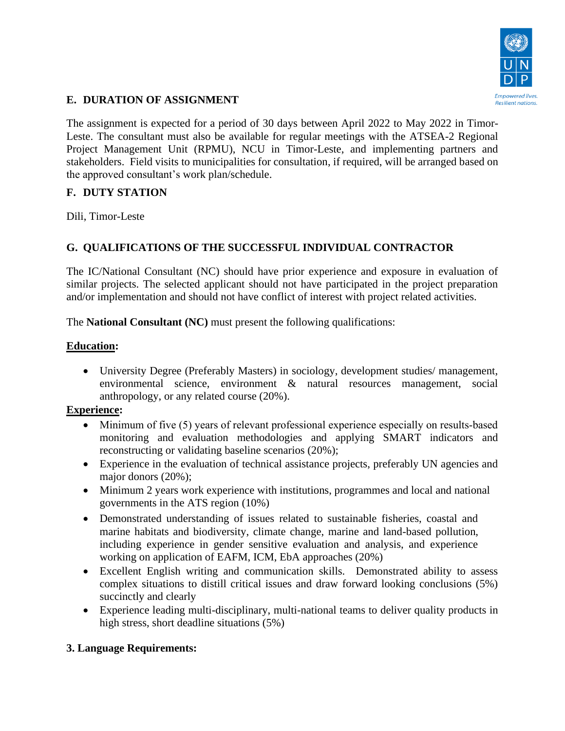## E. DURATION OF ASSIGNMENT

The assignment is expected for a period of 30 days between April 2022 to May 2022 in Timor-Leste. The consultant must also be available for regular meetings with the ATSEA-2 Regional Project Management Unit (RPMU), NCU in Timor-Leste, and implementing partners and stakeholders. Field visits to municipalities for consultation, if required, will be arranged based on the approved consultant's work plan/schedule.

## F. DUTY STATION

Dili, Timor-Leste

## G. QUALIFICATIONS OF THE SUCCESSFUL INDIVIDUAL CONTRACTOR

The IC/National Consultant (NC) should have prior experience and exposure in evaluation of similar projects. The selected applicant should not have participated in the project preparation and/or implementation and should not have conflict of interest with project related activities.

The **National Consultant (NC)** must present the following qualifications:

**Education:**

- University Degree (Preferably Masters) in sociology, development studies/ management, environmental science, environment & natural resources management, social anthropology, or any related course (20%).

**Experience:**

- Minimum of five (5) years of relevant professional experience especially on results-based monitoring and evaluation methodologies and applying SMART indicators and reconstructing or validating baseline scenarios (20%);
- Experience in the evaluation of technical assistance projects, preferably UN agencies and major donors (20%);
- Minimum 2 years work experience with institutions, programmes and local and national governments in the ATS region (10%)
- Demonstrated understanding of issues related to sustainable fisheries, coastal and marine habitats and biodiversity, climate change, marine and land-based pollution, including experience in gender sensitive evaluation and analysis, and experience working on application of EAFM, ICM, EbA approaches (20%)
- Excellent English writing and communication skills. Demonstrated ability to assess complex situations to distill critical issues and draw forward looking conclusions (5%) succinctly and clearly
- Experience leading multi-disciplinary, multi-national teams to deliver quality products in high stress, short deadline situations (5%)

**3. Language Requirements:**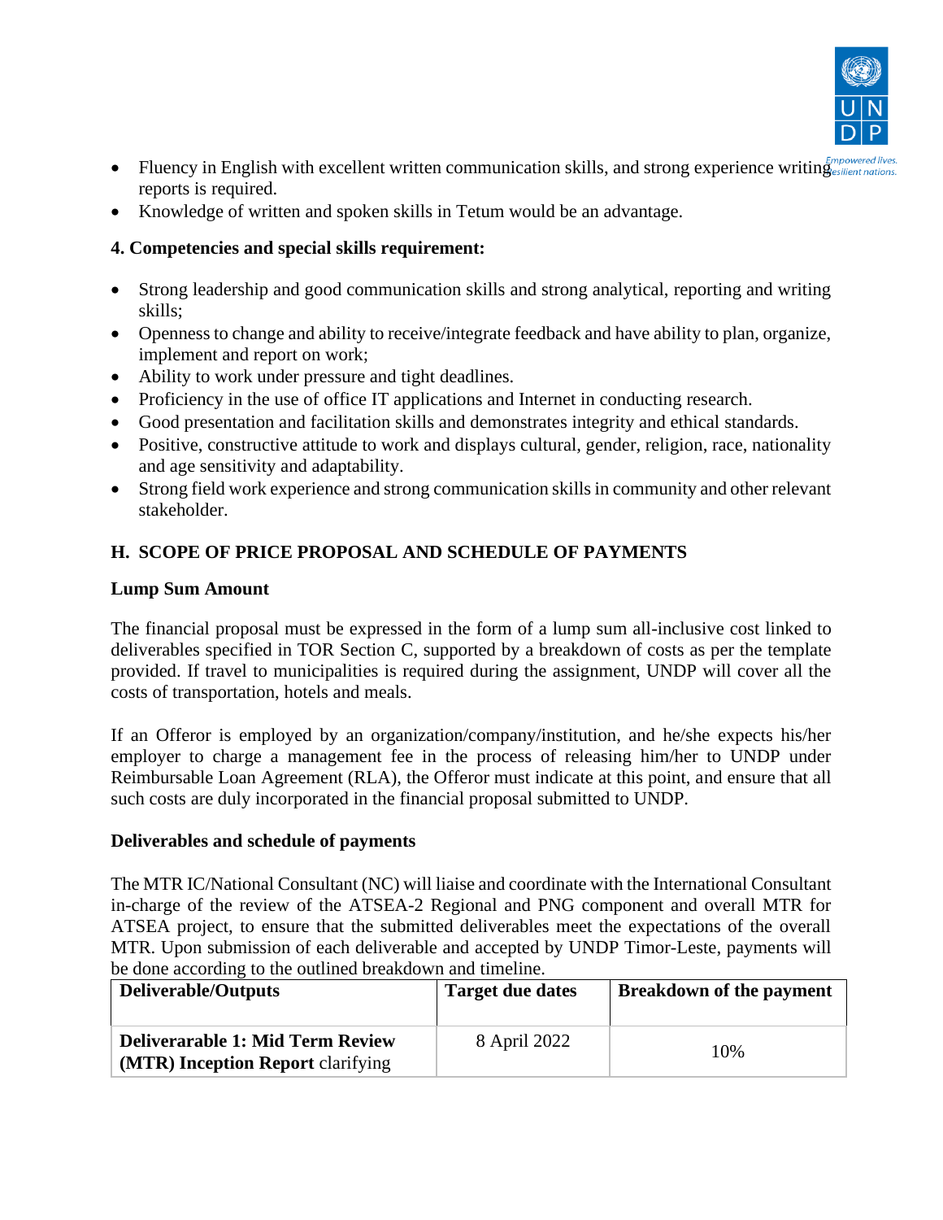- Fluency in English with excellent written communication skills, and strong experience writing reports is required.
- Knowledge of written and spoken skills in Tetum would be an advantage.

**4. Competencies and special skills requirement:**

- Strong leadership and good communication skills and strong analytical, reporting and writing skills;
- Openness to change and ability to receive/integrate feedback and have ability to plan, organize, implement and report on work;
- Ability to work under pressure and tight deadlines.
- Proficiency in the use of office IT applications and Internet in conducting research.
- Good presentation and facilitation skills and demonstrates integrity and ethical standards.
- Positive, constructive attitude to work and displays cultural, gender, religion, race, nationality and age sensitivity and adaptability.
- Strong field work experience and strong communication skills in community and other relevant stakeholder.

## H. SCOPE OF PRICE PROPOSAL AND SCHEDULE OF PAYMENTS

**Lump Sum Amount**

The financial proposal must be expressed in the form of a lump sum all-inclusive cost linked to deliverables specified in TOR Section C, supported by a breakdown of costs as per the template provided. If travel to municipalities is required during the assignment, UNDP will cover all the costs of transportation, hotels and meals.

If an Offeror is employed by an organization/company/institution, and he/she expects his/her employer to charge a management fee in the process of releasing him/her to UNDP under Reimbursable Loan Agreement (RLA), the Offeror must indicate at this point, and ensure that all such costs are duly incorporated in the financial proposal submitted to UNDP.

**Deliverables and schedule of payments**

The MTR IC/National Consultant (NC) will liaise and coordinate with the International Consultant in-charge of the review of the ATSEA-2 Regional and PNG component and overall MTR for ATSEA project, to ensure that the submitted deliverables meet the expectations of the overall MTR. Upon submission of each deliverable and accepted by UNDP Timor-Leste, payments will be done according to the outlined breakdown and timeline.

| Deliverable/Outputs | Target due dates | Breakdown of the payment |
|---|---|---|
| **Deliverarable 1: Mid Term Review (MTR) Inception Report** clarifying | 8 April 2022 | 10% |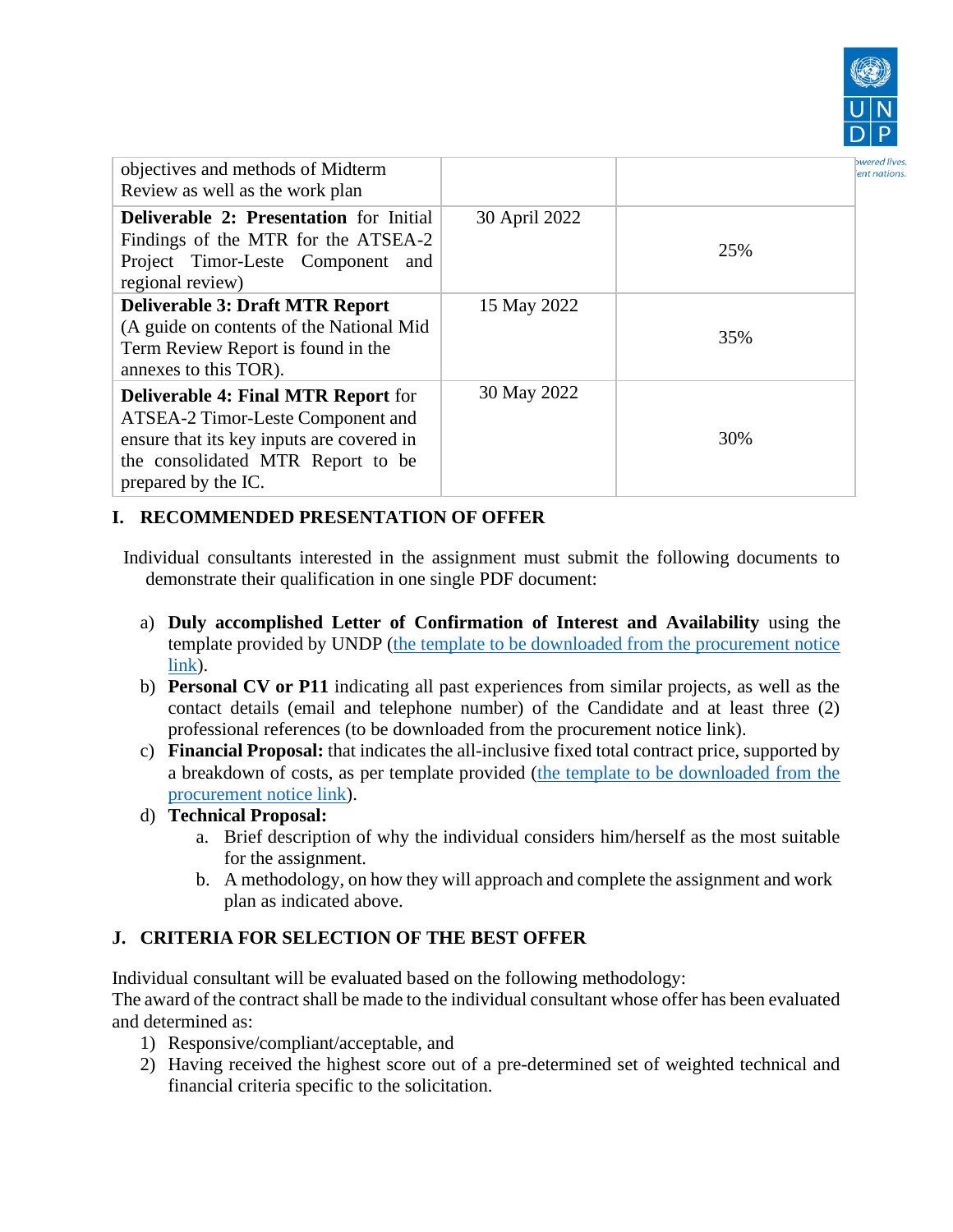| | | |
|---|---|---|
| objectives and methods of Midterm Review as well as the work plan | | |
| **Deliverable 2: Presentation** for Initial Findings of the MTR for the ATSEA-2 Project Timor-Leste Component and regional review) | 30 April 2022 | 25% |
| **Deliverable 3: Draft MTR Report** (A guide on contents of the National Mid Term Review Report is found in the annexes to this TOR). | 15 May 2022 | 35% |
| **Deliverable 4: Final MTR Report** for ATSEA-2 Timor-Leste Component and ensure that its key inputs are covered in the consolidated MTR Report to be prepared by the IC. | 30 May 2022 | 30% |

## I. RECOMMENDED PRESENTATION OF OFFER

Individual consultants interested in the assignment must submit the following documents to demonstrate their qualification in one single PDF document:

a) **Duly accomplished Letter of Confirmation of Interest and Availability** using the template provided by UNDP (the template to be downloaded from the procurement notice link).

b) **Personal CV or P11** indicating all past experiences from similar projects, as well as the contact details (email and telephone number) of the Candidate and at least three (2) professional references (to be downloaded from the procurement notice link).

c) **Financial Proposal:** that indicates the all-inclusive fixed total contract price, supported by a breakdown of costs, as per template provided (the template to be downloaded from the procurement notice link).

d) **Technical Proposal:**
   a. Brief description of why the individual considers him/herself as the most suitable for the assignment.
   b. A methodology, on how they will approach and complete the assignment and work plan as indicated above.

## J. CRITERIA FOR SELECTION OF THE BEST OFFER

Individual consultant will be evaluated based on the following methodology:
The award of the contract shall be made to the individual consultant whose offer has been evaluated and determined as:

1) Responsive/compliant/acceptable, and
2) Having received the highest score out of a pre-determined set of weighted technical and financial criteria specific to the solicitation.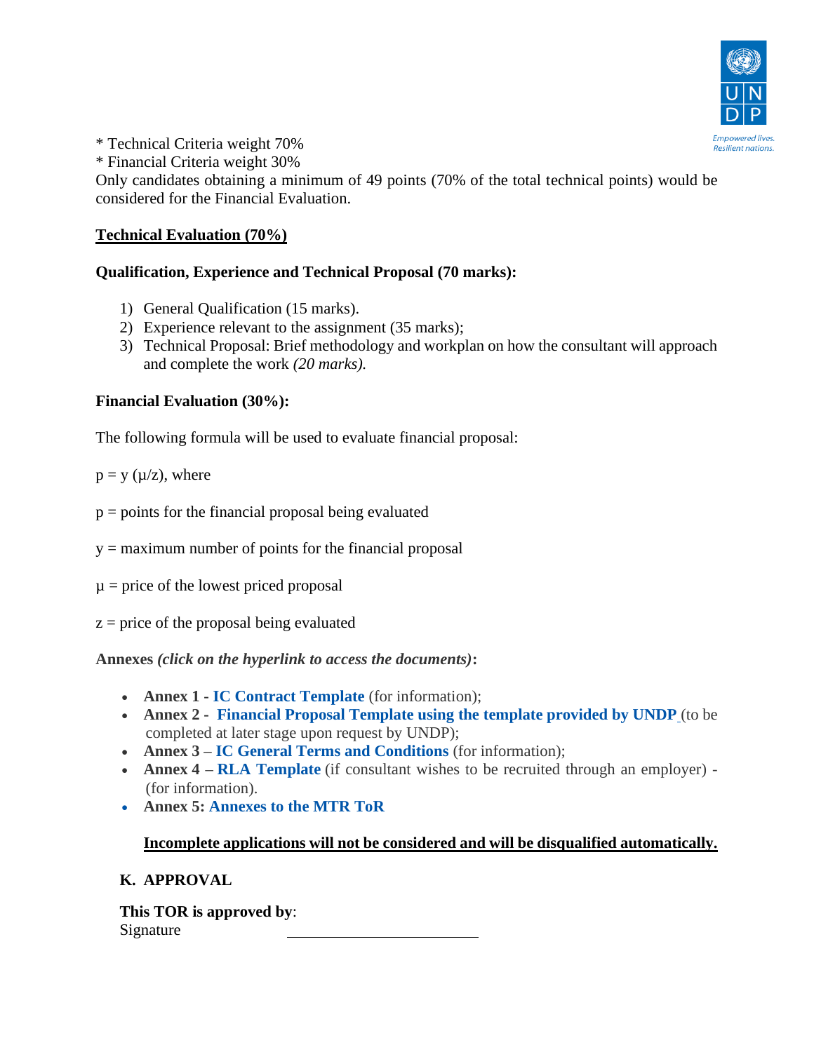* Technical Criteria weight 70%
* Financial Criteria weight 30%

Only candidates obtaining a minimum of 49 points (70% of the total technical points) would be considered for the Financial Evaluation.

**Technical Evaluation (70%)**

**Qualification, Experience and Technical Proposal (70 marks):**

1) General Qualification (15 marks).
2) Experience relevant to the assignment (35 marks);
3) Technical Proposal: Brief methodology and workplan on how the consultant will approach and complete the work *(20 marks).*

**Financial Evaluation (30%):**

The following formula will be used to evaluate financial proposal:

$p = y\ (\mu/z)$, where

$p$ = points for the financial proposal being evaluated

$y$ = maximum number of points for the financial proposal

$\mu$ = price of the lowest priced proposal

$z$ = price of the proposal being evaluated

**Annexes** ***(click on the hyperlink to access the documents)*****:**

- **Annex 1 - IC Contract Template** (for information);
- **Annex 2 - Financial Proposal Template using the template provided by UNDP** (to be completed at later stage upon request by UNDP);
- **Annex 3 – IC General Terms and Conditions** (for information);
- **Annex 4 – RLA Template** (if consultant wishes to be recruited through an employer) - (for information).
- **Annex 5: Annexes to the MTR ToR**

**Incomplete applications will not be considered and will be disqualified automatically.**

## K. APPROVAL

**This TOR is approved by**:

Signature \_\_\_\_\_\_\_\_\_\_\_\_\_\_\_\_\_\_\_\_\_\_\_\_\_\_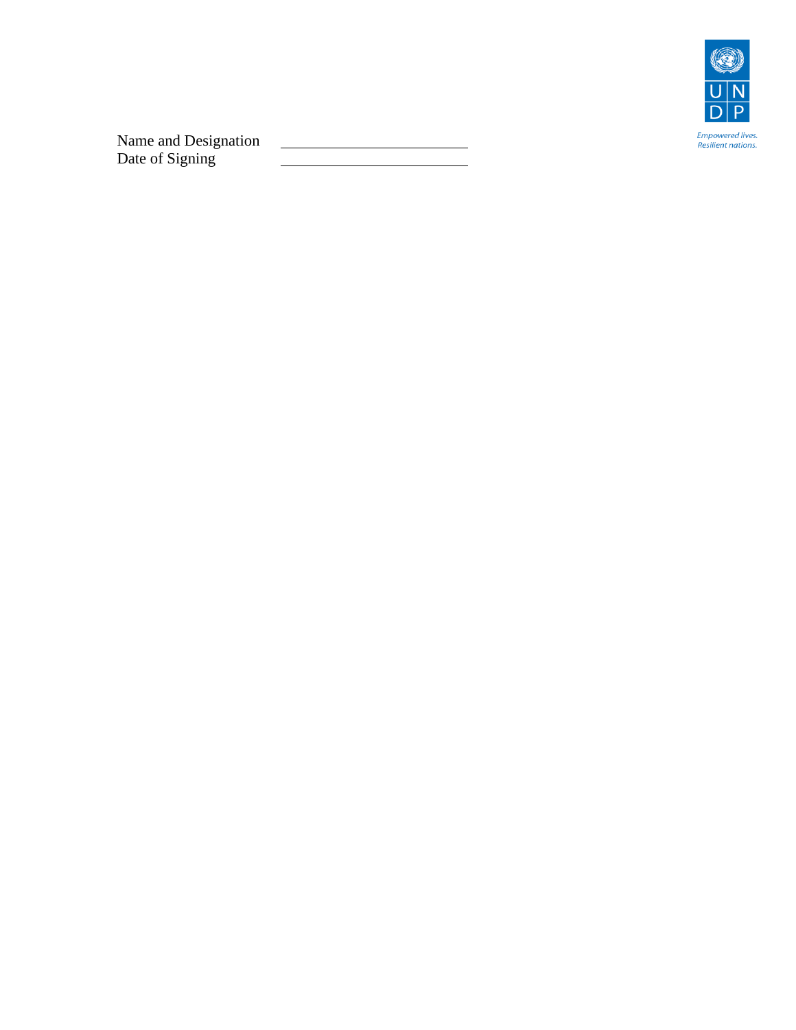| | |
|---|---|
| Name and Designation | \_\_\_\_\_\_\_\_\_\_\_\_\_\_\_\_\_\_\_\_\_\_\_\_ |
| Date of Signing | \_\_\_\_\_\_\_\_\_\_\_\_\_\_\_\_\_\_\_\_\_\_\_\_ |